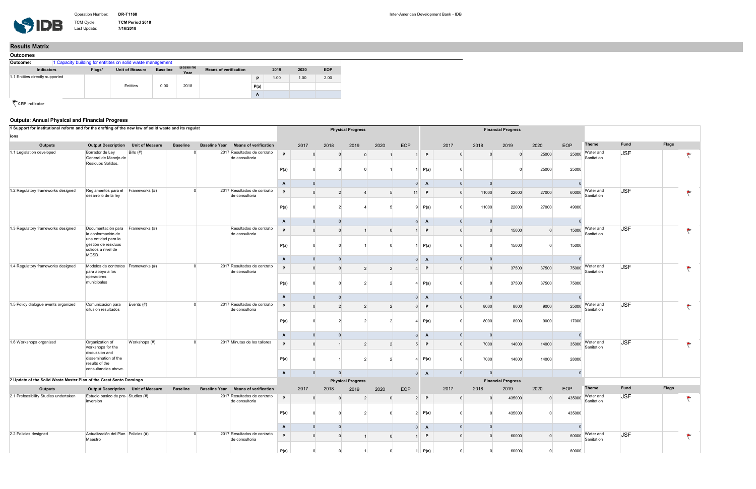Operation Number: **DR-T1168**
TCM Cycle: **TCM Period 2018**
Last Update: **7/16/2018**

Inter-American Development Bank - IDB

## Results Matrix

### Outcomes

Outcome: 1 Capacity building for entitites on solid waste management

| Indicators | Flags* | Unit of Measure | Baseline | Baseline Year | Means of verification | | 2019 | 2020 | EOP |
|---|---|---|---|---|---|---|---|---|---|
| 1.1 Entities directly supported | | Entities | 0.00 | 2018 | | P | 1.00 | 1.00 | 2.00 |
| | | | | | | P(a) | | | |
| | | | | | | A | | | |

CRF Indicator

### Outputs: Annual Physical and Financial Progress

**1 Support for institutional reform and for the drafting of the new law of solid waste and its regulations**

| Outputs | Output Description | Unit of Measure | Baseline | Baseline Year | Means of verification | | Physical Progress 2017 | 2018 | 2019 | 2020 | EOP | | Financial Progress 2017 | 2018 | 2019 | 2020 | EOP | Theme | Fund | Flags |
|---|---|---|---|---|---|---|---|---|---|---|---|---|---|---|---|---|---|---|---|---|
| 1.1 Legislation developed | Borrador de Ley General de Manejo de Residuos Solidos. | Bills (#) | 0 | 2017 | Resultados de contrato de consultoria | P | 0 | 0 | 0 | 1 | 1 | P | 0 | 0 | 0 | 25000 | 25000 | Water and Sanitation | JSF | |
| | | | | | | P(a) | 0 | 0 | 0 | 1 | 1 | P(a) | 0 | | 0 | 25000 | 25000 | | | |
| | | | | | | A | 0 | | | | 0 | A | 0 | 0 | | | 0 | | | |
| 1.2 Regulatory frameworks designed | Reglamentos para el desarrollo de la ley | Frameworks (#) | 0 | 2017 | Resultados de contrato de consultoria | P | 0 | 2 | 4 | 5 | 11 | P | 0 | 11000 | 22000 | 27000 | 60000 | Water and Sanitation | JSF | |
| | | | | | | P(a) | 0 | 2 | 4 | 5 | 9 | P(a) | 0 | 11000 | 22000 | 27000 | 49000 | | | |
| | | | | | | A | 0 | 0 | | | 0 | A | 0 | 0 | | | 0 | | | |
| 1.3 Regulatory frameworks designed | Documentación para la conformación de una entidad para la gestión de residuos solidos a nivel de MGSD. | Frameworks (#) | | | Resultados de contrato de consultoria | P | 0 | 0 | 1 | 0 | 1 | P | 0 | 0 | 15000 | 0 | 15000 | Water and Sanitation | JSF | |
| | | | | | | P(a) | 0 | 0 | 1 | 0 | 1 | P(a) | 0 | 0 | 15000 | 0 | 15000 | | | |
| | | | | | | A | 0 | 0 | | | 0 | A | 0 | 0 | | | 0 | | | |
| 1.4 Regulatory frameworks designed | Modelos de contratos para apoyo a los operadores municipales | Frameworks (#) | 0 | 2017 | Resultados de contrato de consultoria | P | 0 | 0 | 2 | 2 | 4 | P | 0 | 0 | 37500 | 37500 | 75000 | Water and Sanitation | JSF | |
| | | | | | | P(a) | 0 | 0 | 2 | 2 | 4 | P(a) | 0 | 0 | 37500 | 37500 | 75000 | | | |
| | | | | | | A | 0 | 0 | | | 0 | A | 0 | 0 | | | 0 | | | |
| 1.5 Policy dialogue events organized | Comunicacion para difusion resultados | Events (#) | 0 | 2017 | Resultados de contrato de consultoria | P | 0 | 2 | 2 | 2 | 6 | P | 0 | 8000 | 8000 | 9000 | 25000 | Water and Sanitation | JSF | |
| | | | | | | P(a) | 0 | 2 | 2 | 2 | 4 | P(a) | 0 | 8000 | 8000 | 9000 | 17000 | | | |
| | | | | | | A | 0 | 0 | | | 0 | A | 0 | 0 | | | 0 | | | |
| 1.6 Workshops organized | Organization of workshops for the discussion and dissemination of the results of the consultancies above. | Workshops (#) | 0 | 2017 | Minutas de los talleres | P | 0 | 1 | 2 | 2 | 5 | P | 0 | 7000 | 14000 | 14000 | 35000 | Water and Sanitation | JSF | |
| | | | | | | P(a) | 0 | 1 | 2 | 2 | 4 | P(a) | 0 | 7000 | 14000 | 14000 | 28000 | | | |
| | | | | | | A | 0 | 0 | | | 0 | A | 0 | 0 | | | 0 | | | |

**2 Update of the Solid Waste Master Plan of the Great Santo Domingo**

| Outputs | Output Description | Unit of Measure | Baseline | Baseline Year | Means of verification | | Physical Progress 2017 | 2018 | 2019 | 2020 | EOP | | Financial Progress 2017 | 2018 | 2019 | 2020 | EOP | Theme | Fund | Flags |
|---|---|---|---|---|---|---|---|---|---|---|---|---|---|---|---|---|---|---|---|---|
| 2.1 Prefeasibility Studies undertaken | Estudio basico de pre-inversion | Studies (#) | | 2017 | Resultados de contrato de consultoria | P | 0 | 0 | 2 | 0 | 2 | P | 0 | 0 | 435000 | 0 | 435000 | Water and Sanitation | JSF | |
| | | | | | | P(a) | 0 | 0 | 2 | 0 | 2 | P(a) | 0 | 0 | 435000 | 0 | 435000 | | | |
| | | | | | | A | 0 | 0 | | | 0 | A | 0 | 0 | | | 0 | | | |
| 2.2 Policies designed | Actualización del Plan Maestro | Policies (#) | 0 | 2017 | Resultados de contrato de consultoria | P | 0 | 0 | 1 | 0 | 1 | P | 0 | 0 | 60000 | 0 | 60000 | Water and Sanitation | JSF | |
| | | | | | | P(a) | 0 | 0 | 1 | 0 | 1 | P(a) | 0 | 0 | 60000 | 0 | 60000 | | | |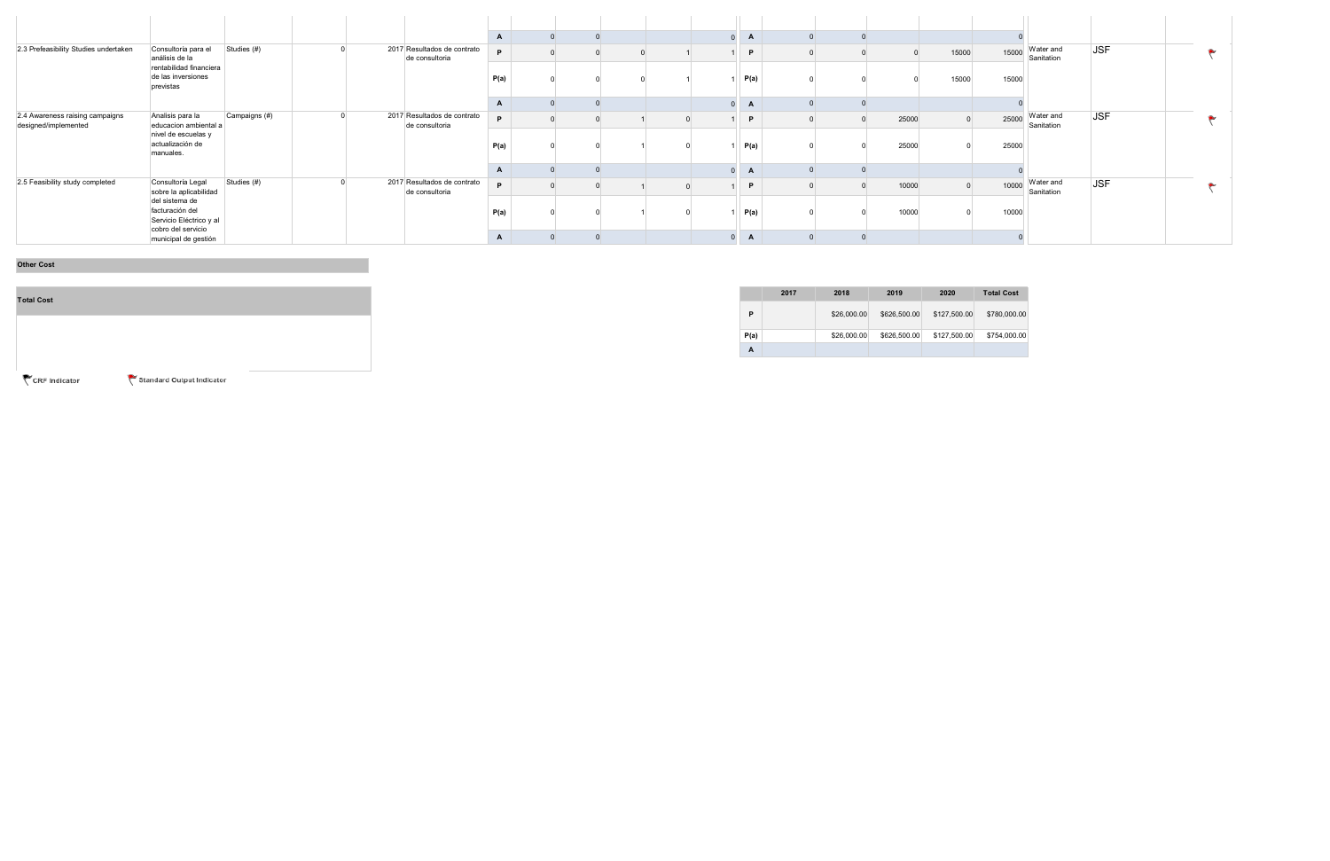| | | | | | | | | | | | | | | | | | | | | | |
|---|---|---|---|---|---|---|---|---|---|---|---|---|---|---|---|---|---|---|---|---|---|
| | | | | | | A | 0 | 0 | | | 0 | A | 0 | 0 | | | 0 | | | | |
| 2.3 Prefeasibility Studies undertaken | Consultoria para el análisis de la rentabilidad financiera de las inversiones previstas | Studies (#) | 0 | 2017 | Resultados de contrato de consultoria | P | 0 | 0 | 0 | 1 | 1 | P | 0 | 0 | 0 | 15000 | 15000 | Water and Sanitation | JSF | | 🚩 |
| | | | | | | P(a) | 0 | 0 | 0 | 1 | 1 | P(a) | 0 | 0 | 0 | 15000 | 15000 | | | | |
| | | | | | | A | 0 | 0 | | | 0 | A | 0 | 0 | | | 0 | | | | |
| 2.4 Awareness raising campaigns designed/implemented | Analisis para la educacion ambiental a nivel de escuelas y actualización de manuales. | Campaigns (#) | 0 | 2017 | Resultados de contrato de consultoria | P | 0 | 0 | 1 | 0 | 1 | P | 0 | 0 | 25000 | 0 | 25000 | Water and Sanitation | JSF | | 🚩 |
| | | | | | | P(a) | 0 | 0 | 1 | 0 | 1 | P(a) | 0 | 0 | 25000 | 0 | 25000 | | | | |
| | | | | | | A | 0 | 0 | | | 0 | A | 0 | 0 | | | 0 | | | | |
| 2.5 Feasibility study completed | Consultoria Legal sobre la aplicabilidad del sistema de facturación del Servicio Eléctrico y al cobro del servicio municipal de gestión | Studies (#) | 0 | 2017 | Resultados de contrato de consultoria | P | 0 | 0 | 1 | 0 | 1 | P | 0 | 0 | 10000 | 0 | 10000 | Water and Sanitation | JSF | | 🚩 |
| | | | | | | P(a) | 0 | 0 | 1 | 0 | 1 | P(a) | 0 | 0 | 10000 | 0 | 10000 | | | | |
| | | | | | | A | 0 | 0 | | | 0 | A | 0 | 0 | | | 0 | | | | |

**Other Cost**

**Total Cost**

| | 2017 | 2018 | 2019 | 2020 | Total Cost |
|---|---|---|---|---|---|
| P | | $26,000.00 | $626,500.00 | $127,500.00 | $780,000.00 |
| P(a) | | $26,000.00 | $626,500.00 | $127,500.00 | $754,000.00 |
| A | | | | | |

CRF Indicator &nbsp;&nbsp;&nbsp; Standard Output Indicator